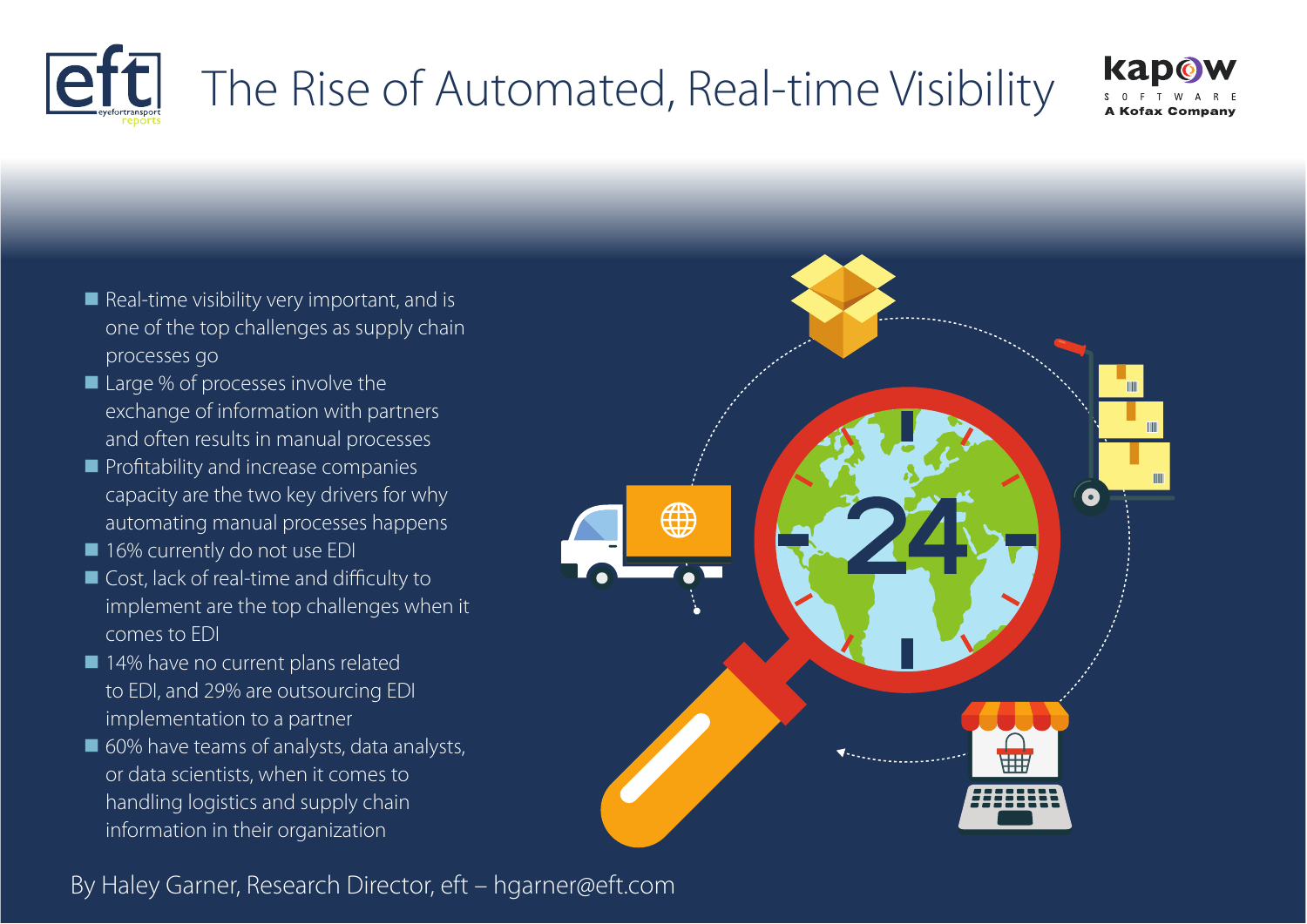# The Rise of Automated, Real-time Visibility

- Real-time visibility very important, and is one of the top challenges as supply chain processes go
- Large % of processes involve the exchange of information with partners and often results in manual processes
- Profitability and increase companies capacity are the two key drivers for why automating manual processes happens
- 16% currently do not use EDI
- Cost, lack of real-time and difficulty to implement are the top challenges when it comes to EDI
- 14% have no current plans related to EDI, and 29% are outsourcing EDI implementation to a partner
- 60% have teams of analysts, data analysts, or data scientists, when it comes to handling logistics and supply chain information in their organization

By Haley Garner, Research Director, eft – hgarner@eft.com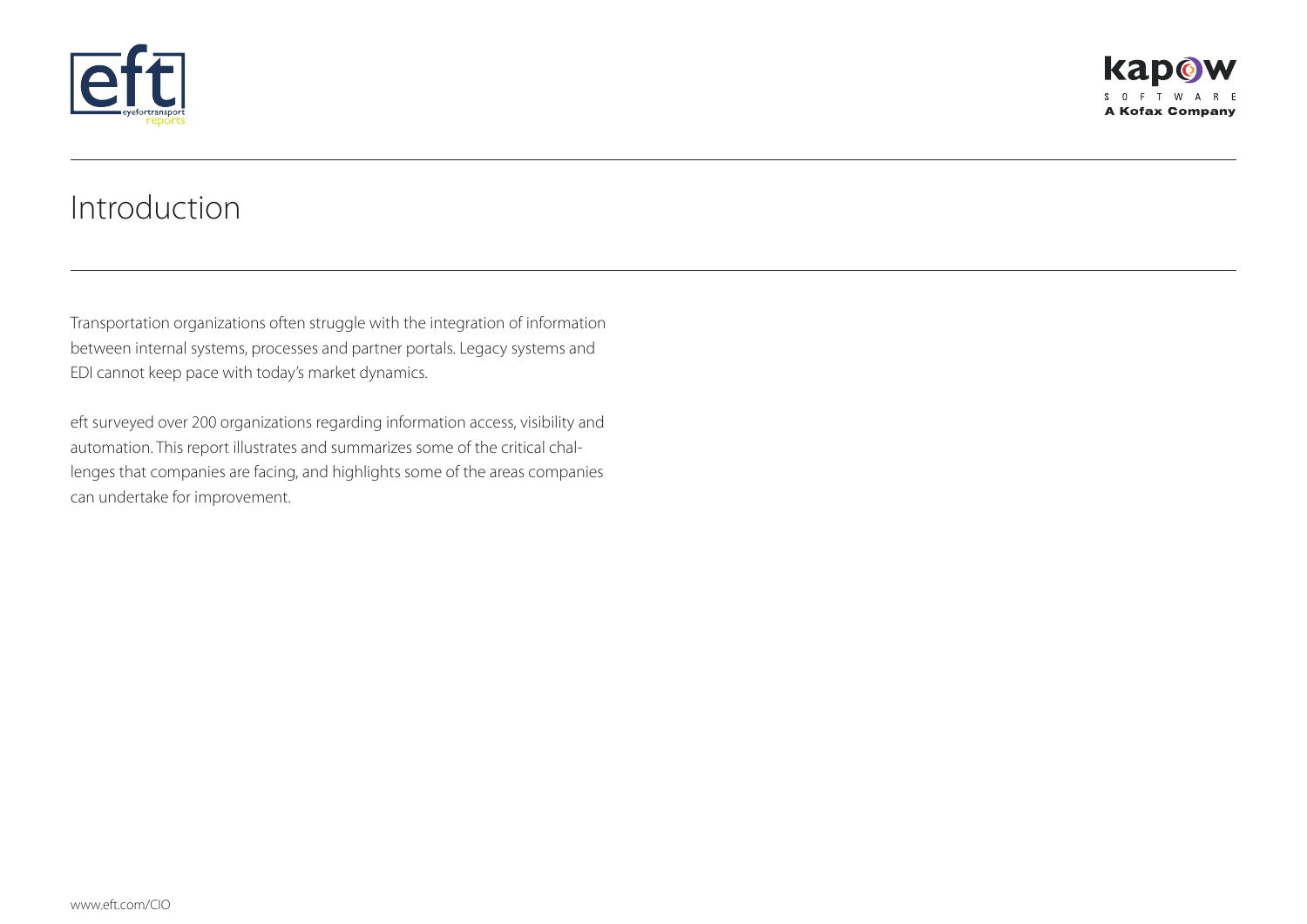# Introduction

Transportation organizations often struggle with the integration of information between internal systems, processes and partner portals. Legacy systems and EDI cannot keep pace with today's market dynamics.

eft surveyed over 200 organizations regarding information access, visibility and automation. This report illustrates and summarizes some of the critical challenges that companies are facing, and highlights some of the areas companies can undertake for improvement.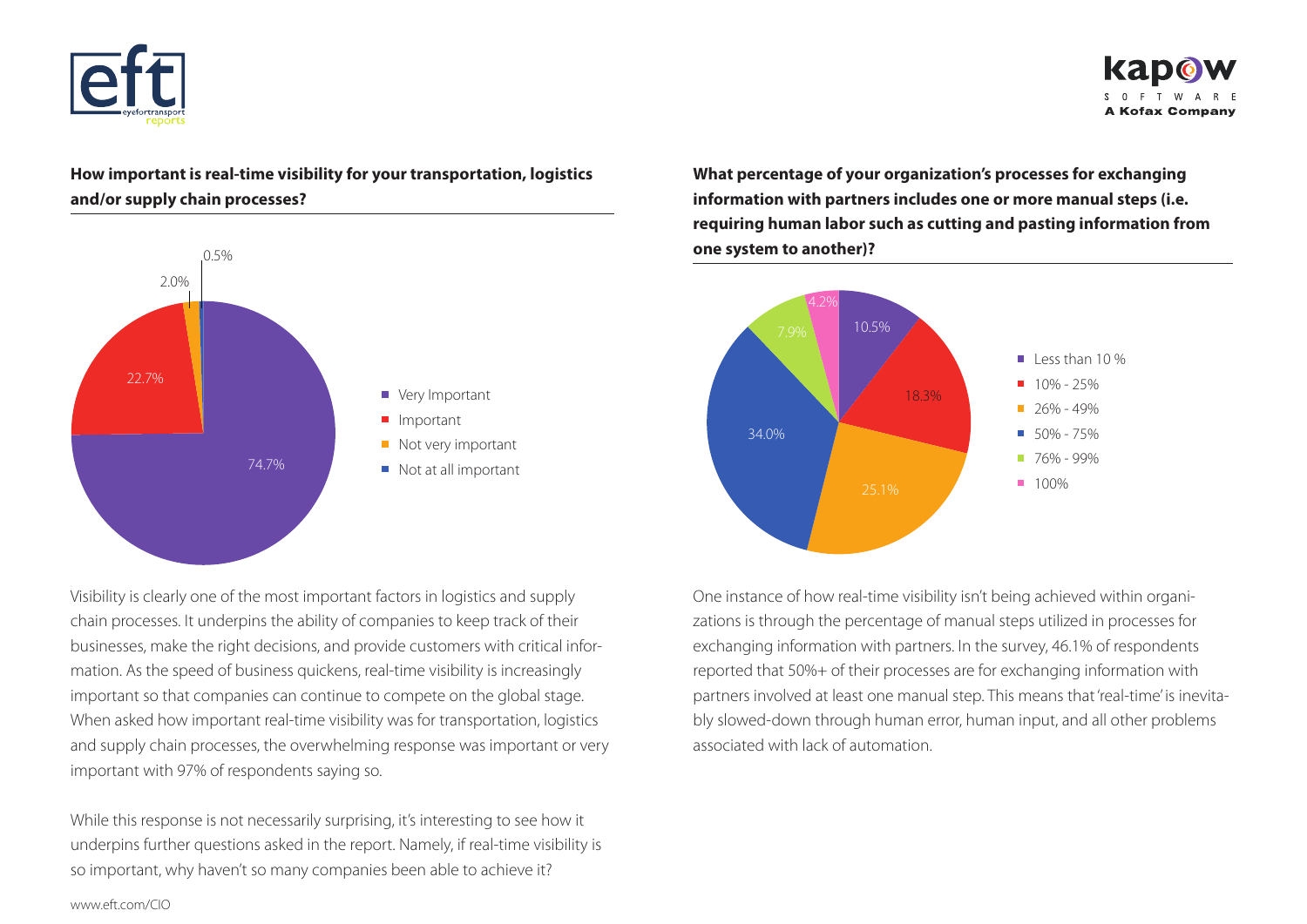**How important is real-time visibility for your transportation, logistics and/or supply chain processes?**

| Response | Percentage |
|---|---|
| Very Important | 74.7% |
| Important | 22.7% |
| Not very important | 2.0% |
| Not at all important | 0.5% |

Visibility is clearly one of the most important factors in logistics and supply chain processes. It underpins the ability of companies to keep track of their businesses, make the right decisions, and provide customers with critical information. As the speed of business quickens, real-time visibility is increasingly important so that companies can continue to compete on the global stage. When asked how important real-time visibility was for transportation, logistics and supply chain processes, the overwhelming response was important or very important with 97% of respondents saying so.

While this response is not necessarily surprising, it's interesting to see how it underpins further questions asked in the report. Namely, if real-time visibility is so important, why haven't so many companies been able to achieve it?

**What percentage of your organization's processes for exchanging information with partners includes one or more manual steps (i.e. requiring human labor such as cutting and pasting information from one system to another)?**

| Response | Percentage |
|---|---|
| Less than 10 % | 10.5% |
| 10% - 25% | 18.3% |
| 26% - 49% | 25.1% |
| 50% - 75% | 34.0% |
| 76% - 99% | 7.9% |
| 100% | 4.2% |

One instance of how real-time visibility isn't being achieved within organizations is through the percentage of manual steps utilized in processes for exchanging information with partners. In the survey, 46.1% of respondents reported that 50%+ of their processes are for exchanging information with partners involved at least one manual step. This means that 'real-time' is inevitably slowed-down through human error, human input, and all other problems associated with lack of automation.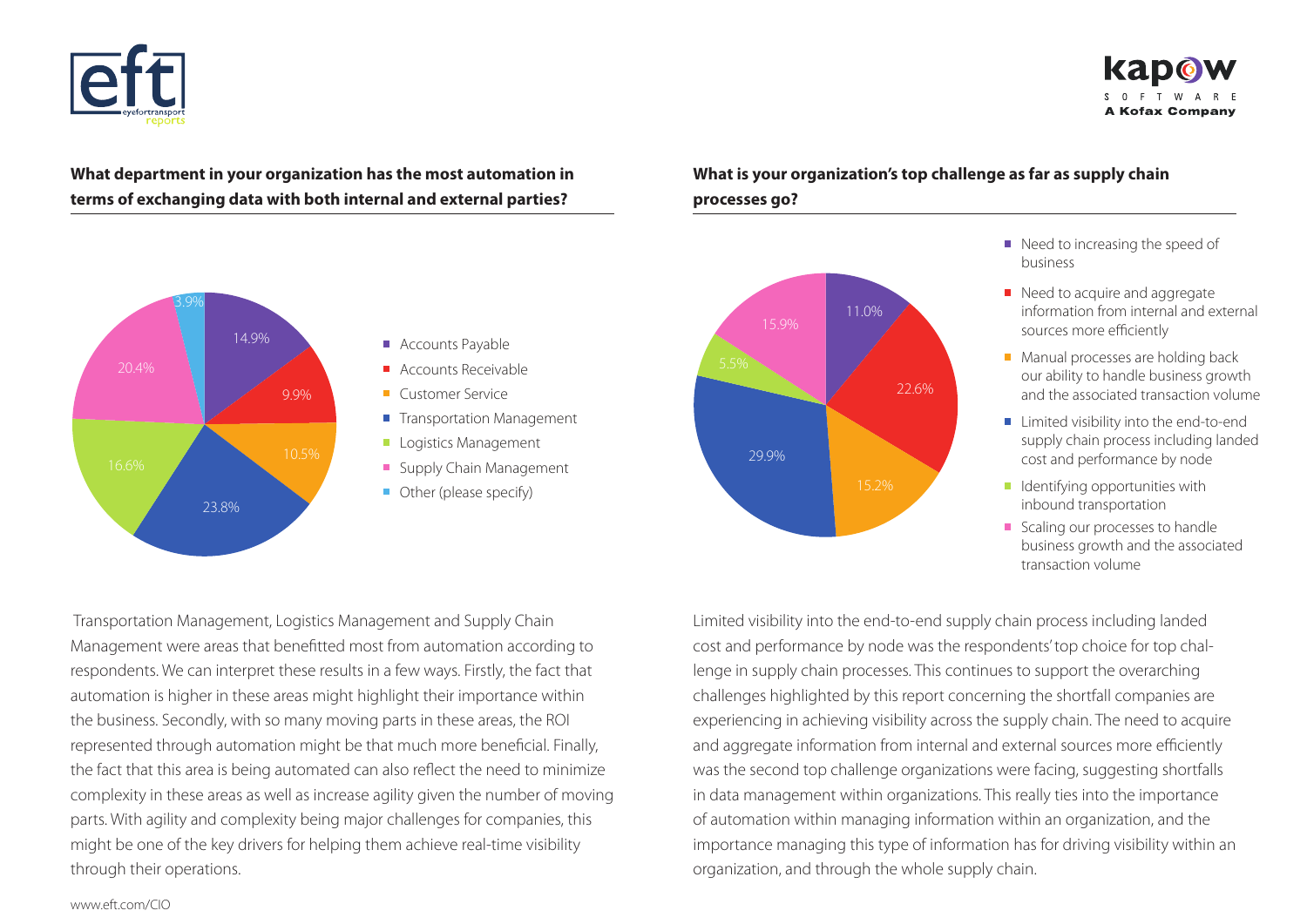**What department in your organization has the most automation in terms of exchanging data with both internal and external parties?**

| Department | Percentage |
| --- | --- |
| Accounts Payable | 14.9% |
| Accounts Receivable | 9.9% |
| Customer Service | 10.5% |
| Transportation Management | 23.8% |
| Logistics Management | 16.6% |
| Supply Chain Management | 20.4% |
| Other (please specify) | 3.9% |

Transportation Management, Logistics Management and Supply Chain Management were areas that benefitted most from automation according to respondents. We can interpret these results in a few ways. Firstly, the fact that automation is higher in these areas might highlight their importance within the business. Secondly, with so many moving parts in these areas, the ROI represented through automation might be that much more beneficial. Finally, the fact that this area is being automated can also reflect the need to minimize complexity in these areas as well as increase agility given the number of moving parts. With agility and complexity being major challenges for companies, this might be one of the key drivers for helping them achieve real-time visibility through their operations.

**What is your organization's top challenge as far as supply chain processes go?**

| Challenge | Percentage |
| --- | --- |
| Need to increasing the speed of business | 11.0% |
| Need to acquire and aggregate information from internal and external sources more efficiently | 22.6% |
| Manual processes are holding back our ability to handle business growth and the associated transaction volume | 15.2% |
| Limited visibility into the end-to-end supply chain process including landed cost and performance by node | 29.9% |
| Identifying opportunities with inbound transportation | 5.5% |
| Scaling our processes to handle business growth and the associated transaction volume | 15.9% |

Limited visibility into the end-to-end supply chain process including landed cost and performance by node was the respondents' top choice for top challenge in supply chain processes. This continues to support the overarching challenges highlighted by this report concerning the shortfall companies are experiencing in achieving visibility across the supply chain. The need to acquire and aggregate information from internal and external sources more efficiently was the second top challenge organizations were facing, suggesting shortfalls in data management within organizations. This really ties into the importance of automation within managing information within an organization, and the importance managing this type of information has for driving visibility within an organization, and through the whole supply chain.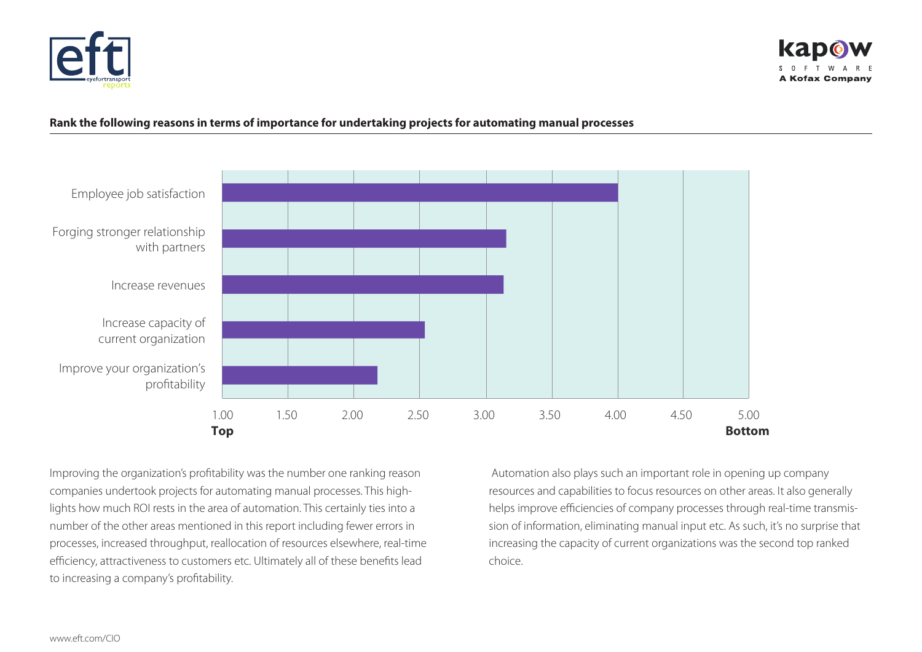**Rank the following reasons in terms of importance for undertaking projects for automating manual processes**

Employee job satisfaction

Forging stronger relationship with partners

Increase revenues

Increase capacity of current organization

Improve your organization's profitability

1.00 **Top** 1.50 2.00 2.50 3.00 3.50 4.00 4.50 5.00 **Bottom**

Improving the organization's profitability was the number one ranking reason companies undertook projects for automating manual processes. This highlights how much ROI rests in the area of automation. This certainly ties into a number of the other areas mentioned in this report including fewer errors in processes, increased throughput, reallocation of resources elsewhere, real-time efficiency, attractiveness to customers etc. Ultimately all of these benefits lead to increasing a company's profitability.

Automation also plays such an important role in opening up company resources and capabilities to focus resources on other areas. It also generally helps improve efficiencies of company processes through real-time transmission of information, eliminating manual input etc. As such, it's no surprise that increasing the capacity of current organizations was the second top ranked choice.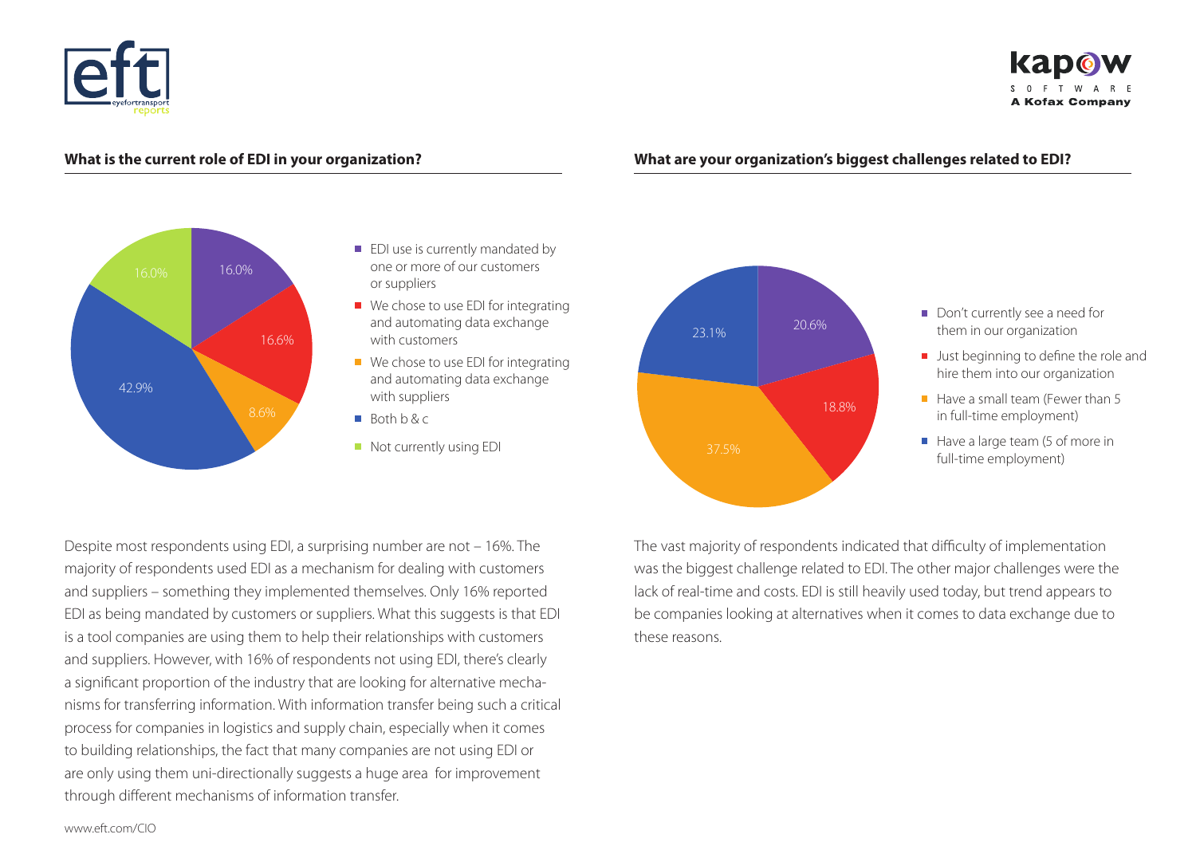## What is the current role of EDI in your organization?

| Response | Percentage |
| --- | --- |
| EDI use is currently mandated by one or more of our customers or suppliers | 16.0% |
| We chose to use EDI for integrating and automating data exchange with customers | 16.6% |
| We chose to use EDI for integrating and automating data exchange with suppliers | 8.6% |
| Both b & c | 42.9% |
| Not currently using EDI | 16.0% |

Despite most respondents using EDI, a surprising number are not – 16%. The majority of respondents used EDI as a mechanism for dealing with customers and suppliers – something they implemented themselves. Only 16% reported EDI as being mandated by customers or suppliers. What this suggests is that EDI is a tool companies are using them to help their relationships with customers and suppliers. However, with 16% of respondents not using EDI, there's clearly a significant proportion of the industry that are looking for alternative mechanisms for transferring information. With information transfer being such a critical process for companies in logistics and supply chain, especially when it comes to building relationships, the fact that many companies are not using EDI or are only using them uni-directionally suggests a huge area for improvement through different mechanisms of information transfer.

## What are your organization's biggest challenges related to EDI?

| Response | Percentage |
| --- | --- |
| Don't currently see a need for them in our organization | 20.6% |
| Just beginning to define the role and hire them into our organization | 18.8% |
| Have a small team (Fewer than 5 in full-time employment) | 37.5% |
| Have a large team (5 of more in full-time employment) | 23.1% |

The vast majority of respondents indicated that difficulty of implementation was the biggest challenge related to EDI. The other major challenges were the lack of real-time and costs. EDI is still heavily used today, but trend appears to be companies looking at alternatives when it comes to data exchange due to these reasons.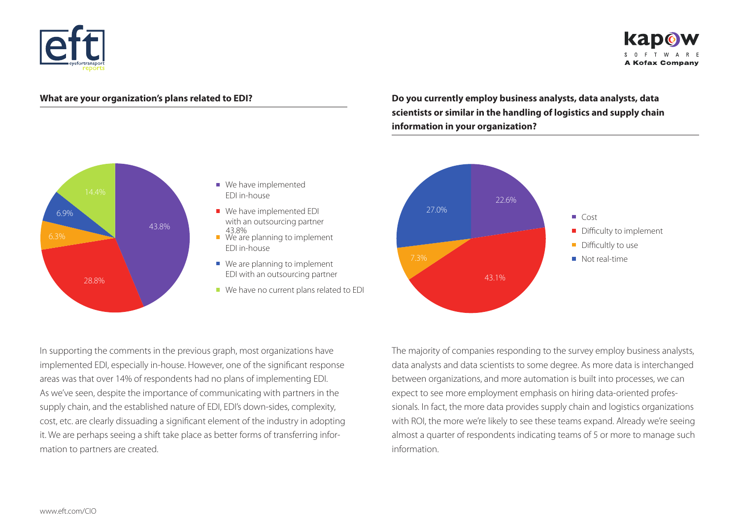**What are your organization's plans related to EDI?**

| Response | % |
|---|---|
| We have implemented EDI in-house | 43.8% |
| We have implemented EDI with an outsourcing partner | 28.8% |
| We are planning to implement EDI in-house | 6.3% |
| We are planning to implement EDI with an outsourcing partner | 6.9% |
| We have no current plans related to EDI | 14.4% |

In supporting the comments in the previous graph, most organizations have implemented EDI, especially in-house. However, one of the significant response areas was that over 14% of respondents had no plans of implementing EDI. As we've seen, despite the importance of communicating with partners in the supply chain, and the established nature of EDI, EDI's down-sides, complexity, cost, etc. are clearly dissuading a significant element of the industry in adopting it. We are perhaps seeing a shift take place as better forms of transferring information to partners are created.

**Do you currently employ business analysts, data analysts, data scientists or similar in the handling of logistics and supply chain information in your organization?**

| Response | % |
|---|---|
| Cost | 22.6% |
| Difficulty to implement | 43.1% |
| Difficultly to use | 7.3% |
| Not real-time | 27.0% |

The majority of companies responding to the survey employ business analysts, data analysts and data scientists to some degree. As more data is interchanged between organizations, and more automation is built into processes, we can expect to see more employment emphasis on hiring data-oriented professionals. In fact, the more data provides supply chain and logistics organizations with ROI, the more we're likely to see these teams expand. Already we're seeing almost a quarter of respondents indicating teams of 5 or more to manage such information.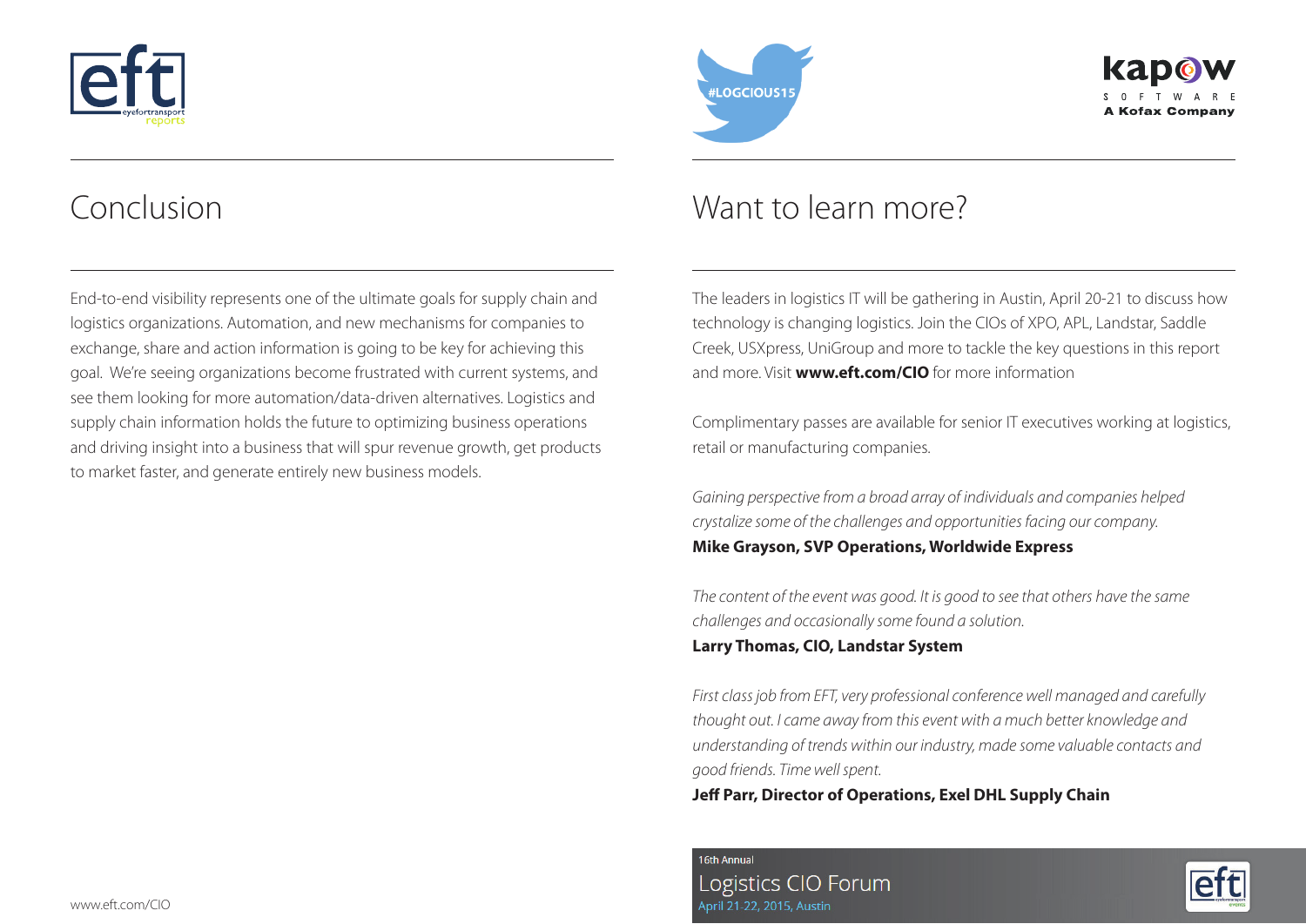## Conclusion

End-to-end visibility represents one of the ultimate goals for supply chain and logistics organizations. Automation, and new mechanisms for companies to exchange, share and action information is going to be key for achieving this goal. We're seeing organizations become frustrated with current systems, and see them looking for more automation/data-driven alternatives. Logistics and supply chain information holds the future to optimizing business operations and driving insight into a business that will spur revenue growth, get products to market faster, and generate entirely new business models.

## Want to learn more?

The leaders in logistics IT will be gathering in Austin, April 20-21 to discuss how technology is changing logistics. Join the CIOs of XPO, APL, Landstar, Saddle Creek, USXpress, UniGroup and more to tackle the key questions in this report and more. Visit **www.eft.com/CIO** for more information

Complimentary passes are available for senior IT executives working at logistics, retail or manufacturing companies.

*Gaining perspective from a broad array of individuals and companies helped crystalize some of the challenges and opportunities facing our company.*
**Mike Grayson, SVP Operations, Worldwide Express**

*The content of the event was good. It is good to see that others have the same challenges and occasionally some found a solution.*
**Larry Thomas, CIO, Landstar System**

*First class job from EFT, very professional conference well managed and carefully thought out. I came away from this event with a much better knowledge and understanding of trends within our industry, made some valuable contacts and good friends. Time well spent.*
**Jeff Parr, Director of Operations, Exel DHL Supply Chain**

16th Annual
Logistics CIO Forum
April 21-22, 2015, Austin

www.eft.com/CIO